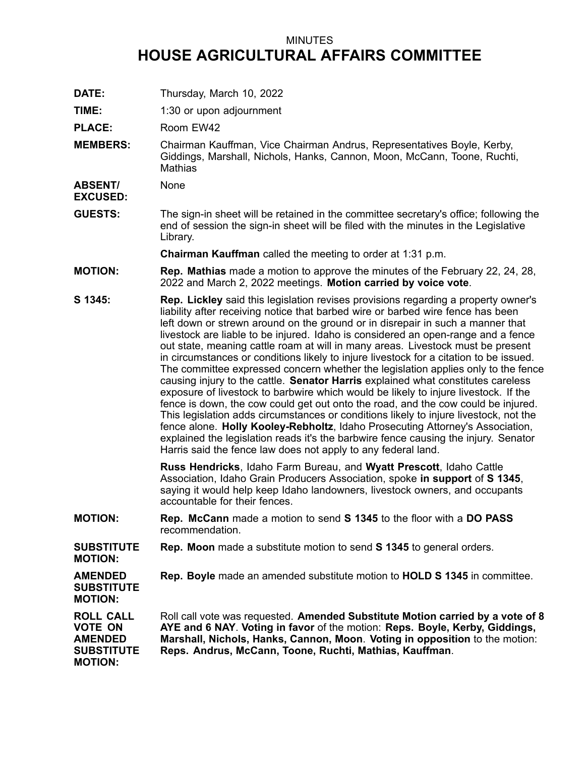MINUTES

# HOUSE AGRICULTURAL AFFAIRS COMMITTEE

**DATE:** Thursday, March 10, 2022

**TIME:** 1:30 or upon adjournment

**PLACE:** Room EW42

**MEMBERS:** Chairman Kauffman, Vice Chairman Andrus, Representatives Boyle, Kerby, Giddings, Marshall, Nichols, Hanks, Cannon, Moon, McCann, Toone, Ruchti, Mathias

**ABSENT/ EXCUSED:** None

**GUESTS:** The sign-in sheet will be retained in the committee secretary's office; following the end of session the sign-in sheet will be filed with the minutes in the Legislative Library.

**Chairman Kauffman** called the meeting to order at 1:31 p.m.

**MOTION:** **Rep. Mathias** made a motion to approve the minutes of the February 22, 24, 28, 2022 and March 2, 2022 meetings. **Motion carried by voice vote**.

**S 1345:** **Rep. Lickley** said this legislation revises provisions regarding a property owner's liability after receiving notice that barbed wire or barbed wire fence has been left down or strewn around on the ground or in disrepair in such a manner that livestock are liable to be injured. Idaho is considered an open-range and a fence out state, meaning cattle roam at will in many areas. Livestock must be present in circumstances or conditions likely to injure livestock for a citation to be issued. The committee expressed concern whether the legislation applies only to the fence causing injury to the cattle. **Senator Harris** explained what constitutes careless exposure of livestock to barbwire which would be likely to injure livestock. If the fence is down, the cow could get out onto the road, and the cow could be injured. This legislation adds circumstances or conditions likely to injure livestock, not the fence alone. **Holly Kooley-Rebholtz**, Idaho Prosecuting Attorney's Association, explained the legislation reads it's the barbwire fence causing the injury. Senator Harris said the fence law does not apply to any federal land.

**Russ Hendricks**, Idaho Farm Bureau, and **Wyatt Prescott**, Idaho Cattle Association, Idaho Grain Producers Association, spoke **in support** of **S 1345**, saying it would help keep Idaho landowners, livestock owners, and occupants accountable for their fences.

**MOTION:** **Rep. McCann** made a motion to send **S 1345** to the floor with a **DO PASS** recommendation.

**SUBSTITUTE MOTION:** **Rep. Moon** made a substitute motion to send **S 1345** to general orders.

**AMENDED SUBSTITUTE MOTION:** **Rep. Boyle** made an amended substitute motion to **HOLD S 1345** in committee.

**ROLL CALL VOTE ON AMENDED SUBSTITUTE MOTION:** Roll call vote was requested. **Amended Substitute Motion carried by a vote of 8 AYE and 6 NAY**. **Voting in favor** of the motion: **Reps. Boyle, Kerby, Giddings, Marshall, Nichols, Hanks, Cannon, Moon**. **Voting in opposition** to the motion: **Reps. Andrus, McCann, Toone, Ruchti, Mathias, Kauffman**.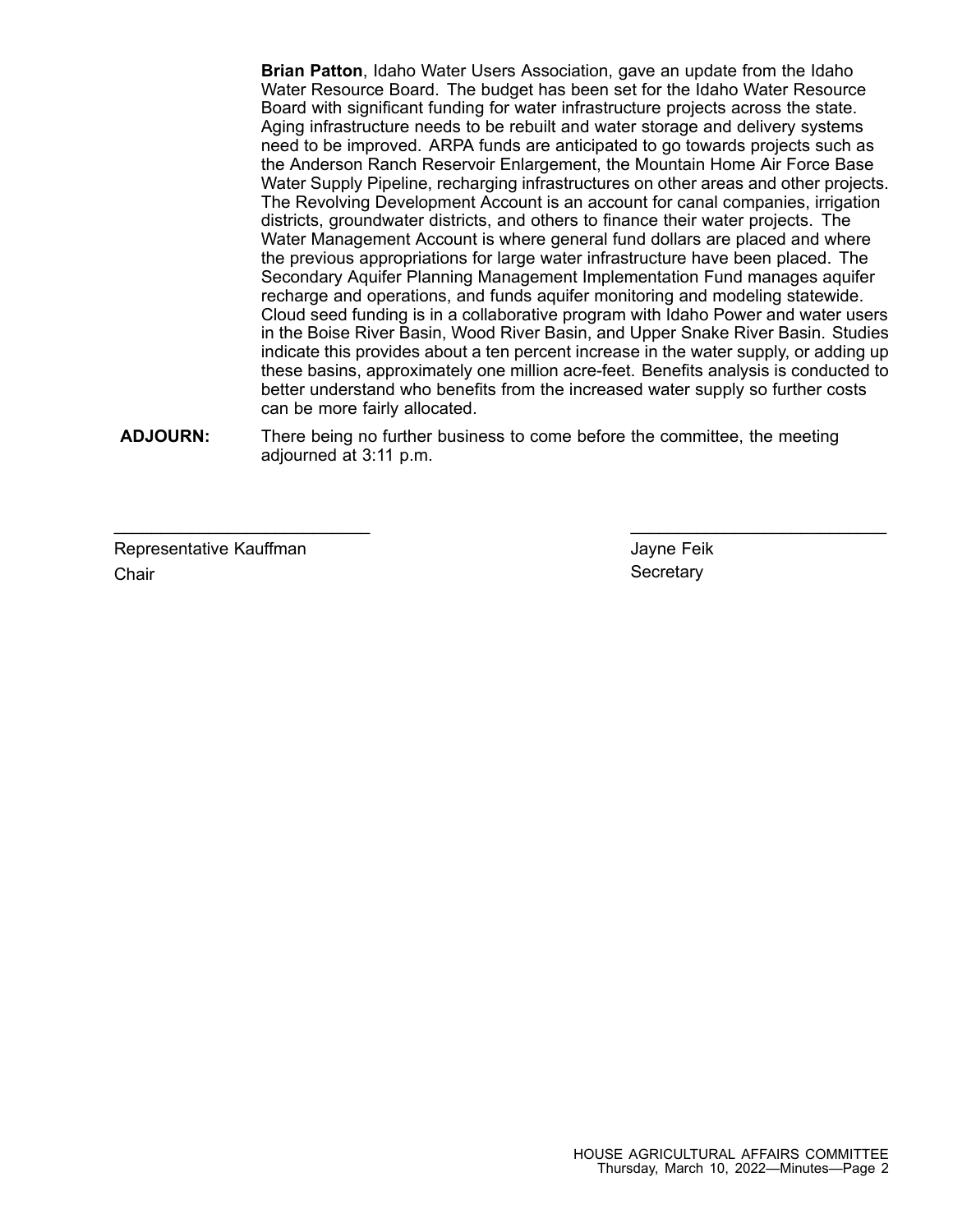**Brian Patton**, Idaho Water Users Association, gave an update from the Idaho Water Resource Board. The budget has been set for the Idaho Water Resource Board with significant funding for water infrastructure projects across the state. Aging infrastructure needs to be rebuilt and water storage and delivery systems need to be improved. ARPA funds are anticipated to go towards projects such as the Anderson Ranch Reservoir Enlargement, the Mountain Home Air Force Base Water Supply Pipeline, recharging infrastructures on other areas and other projects. The Revolving Development Account is an account for canal companies, irrigation districts, groundwater districts, and others to finance their water projects. The Water Management Account is where general fund dollars are placed and where the previous appropriations for large water infrastructure have been placed. The Secondary Aquifer Planning Management Implementation Fund manages aquifer recharge and operations, and funds aquifer monitoring and modeling statewide. Cloud seed funding is in a collaborative program with Idaho Power and water users in the Boise River Basin, Wood River Basin, and Upper Snake River Basin. Studies indicate this provides about a ten percent increase in the water supply, or adding up these basins, approximately one million acre-feet. Benefits analysis is conducted to better understand who benefits from the increased water supply so further costs can be more fairly allocated.

**ADJOURN:** There being no further business to come before the committee, the meeting adjourned at 3:11 p.m.

| | |
|---|---|
| ___________________________ | ___________________________ |
| Representative Kauffman | Jayne Feik |
| Chair | Secretary |